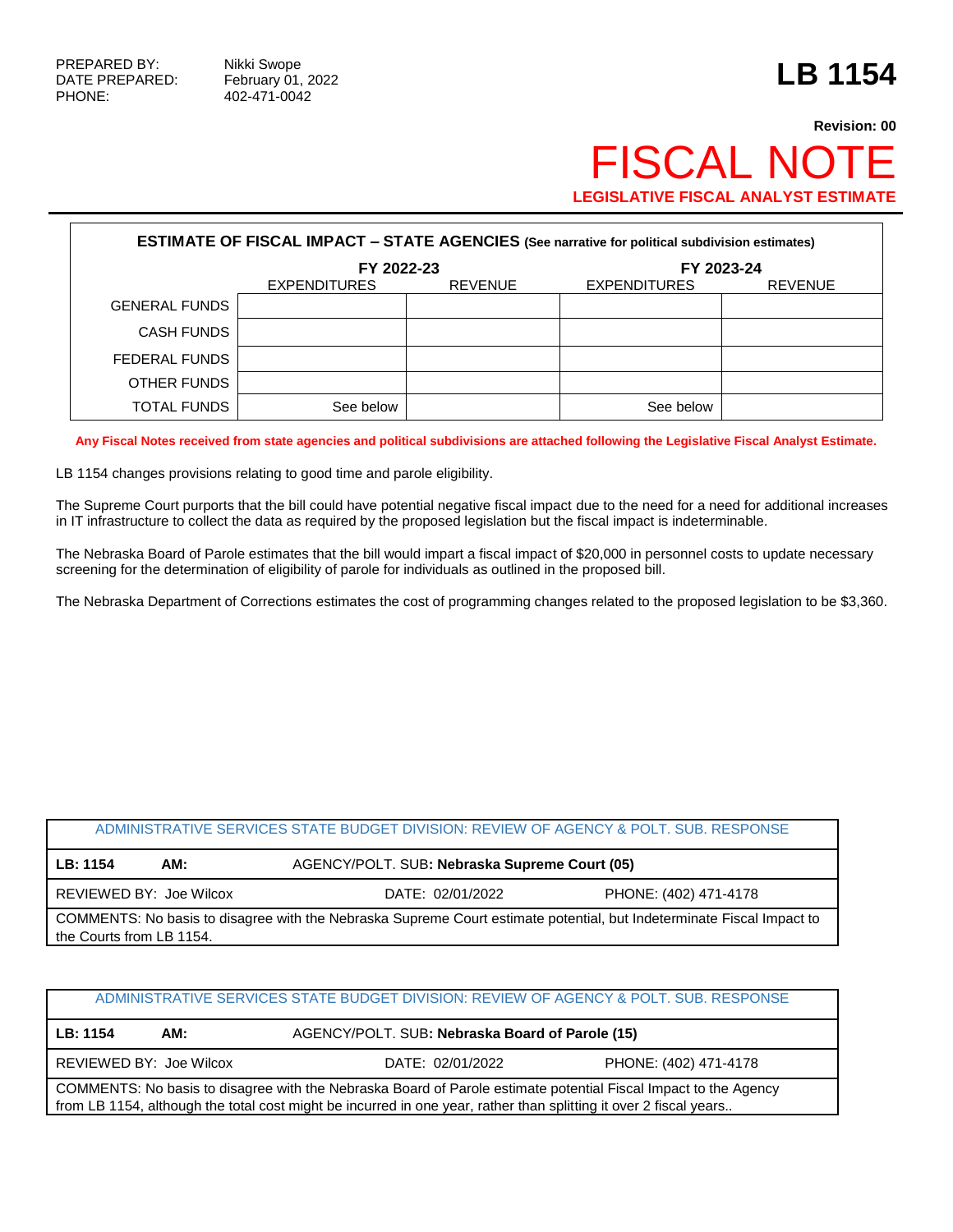PREPARED BY: Nikki Swope
DATE PREPARED: February 01, 2022
PHONE: 402-471-0042

# LB 1154

**Revision: 00**

# FISCAL NOTE

**LEGISLATIVE FISCAL ANALYST ESTIMATE**

| **ESTIMATE OF FISCAL IMPACT – STATE AGENCIES** (See narrative for political subdivision estimates) | | | | |
|---|---|---|---|---|
| | **FY 2022-23** | | **FY 2023-24** | |
| | EXPENDITURES | REVENUE | EXPENDITURES | REVENUE |
| GENERAL FUNDS | | | | |
| CASH FUNDS | | | | |
| FEDERAL FUNDS | | | | |
| OTHER FUNDS | | | | |
| TOTAL FUNDS | See below | | See below | |

**Any Fiscal Notes received from state agencies and political subdivisions are attached following the Legislative Fiscal Analyst Estimate.**

LB 1154 changes provisions relating to good time and parole eligibility.

The Supreme Court purports that the bill could have potential negative fiscal impact due to the need for a need for additional increases in IT infrastructure to collect the data as required by the proposed legislation but the fiscal impact is indeterminable.

The Nebraska Board of Parole estimates that the bill would impart a fiscal impact of $20,000 in personnel costs to update necessary screening for the determination of eligibility of parole for individuals as outlined in the proposed bill.

The Nebraska Department of Corrections estimates the cost of programming changes related to the proposed legislation to be $3,360.

| ADMINISTRATIVE SERVICES STATE BUDGET DIVISION: REVIEW OF AGENCY & POLT. SUB. RESPONSE | | |
|---|---|---|
| **LB: 1154** **AM:** | AGENCY/POLT. SUB: **Nebraska Supreme Court (05)** | |
| REVIEWED BY: Joe Wilcox | DATE: 02/01/2022 | PHONE: (402) 471-4178 |
| COMMENTS: No basis to disagree with the Nebraska Supreme Court estimate potential, but Indeterminate Fiscal Impact to the Courts from LB 1154. | | |

| ADMINISTRATIVE SERVICES STATE BUDGET DIVISION: REVIEW OF AGENCY & POLT. SUB. RESPONSE | | |
|---|---|---|
| **LB: 1154** **AM:** | AGENCY/POLT. SUB: **Nebraska Board of Parole (15)** | |
| REVIEWED BY: Joe Wilcox | DATE: 02/01/2022 | PHONE: (402) 471-4178 |
| COMMENTS: No basis to disagree with the Nebraska Board of Parole estimate potential Fiscal Impact to the Agency from LB 1154, although the total cost might be incurred in one year, rather than splitting it over 2 fiscal years.. | | |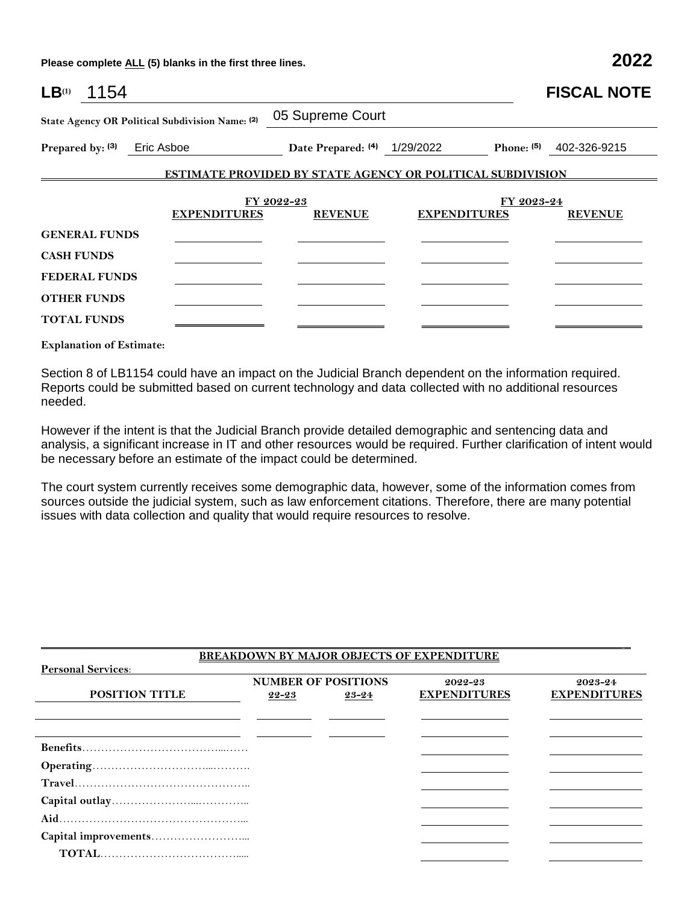Please complete ALL (5) blanks in the first three lines. **2022**

**LB(1)** 1154 **FISCAL NOTE**

**State Agency OR Political Subdivision Name: (2)** 05 Supreme Court

**Prepared by: (3)** Eric Asboe **Date Prepared: (4)** 1/29/2022 **Phone: (5)** 402-326-9215

## ESTIMATE PROVIDED BY STATE AGENCY OR POLITICAL SUBDIVISION

| | FY 2022-23 | | FY 2023-24 | |
|---|---|---|---|---|
| | **EXPENDITURES** | **REVENUE** | **EXPENDITURES** | **REVENUE** |
| **GENERAL FUNDS** | | | | |
| **CASH FUNDS** | | | | |
| **FEDERAL FUNDS** | | | | |
| **OTHER FUNDS** | | | | |
| **TOTAL FUNDS** | | | | |

**Explanation of Estimate:**

Section 8 of LB1154 could have an impact on the Judicial Branch dependent on the information required. Reports could be submitted based on current technology and data collected with no additional resources needed.

However if the intent is that the Judicial Branch provide detailed demographic and sentencing data and analysis, a significant increase in IT and other resources would be required. Further clarification of intent would be necessary before an estimate of the impact could be determined.

The court system currently receives some demographic data, however, some of the information comes from sources outside the judicial system, such as law enforcement citations. Therefore, there are many potential issues with data collection and quality that would require resources to resolve.

## BREAKDOWN BY MAJOR OBJECTS OF EXPENDITURE

**Personal Services:**

| POSITION TITLE | NUMBER OF POSITIONS 22-23 | 23-24 | 2022-23 EXPENDITURES | 2023-24 EXPENDITURES |
|---|---|---|---|---|
| | | | | |
| | | | | |
| **Benefits** | | | | |
| **Operating** | | | | |
| **Travel** | | | | |
| **Capital outlay** | | | | |
| **Aid** | | | | |
| **Capital improvements** | | | | |
| **TOTAL** | | | | |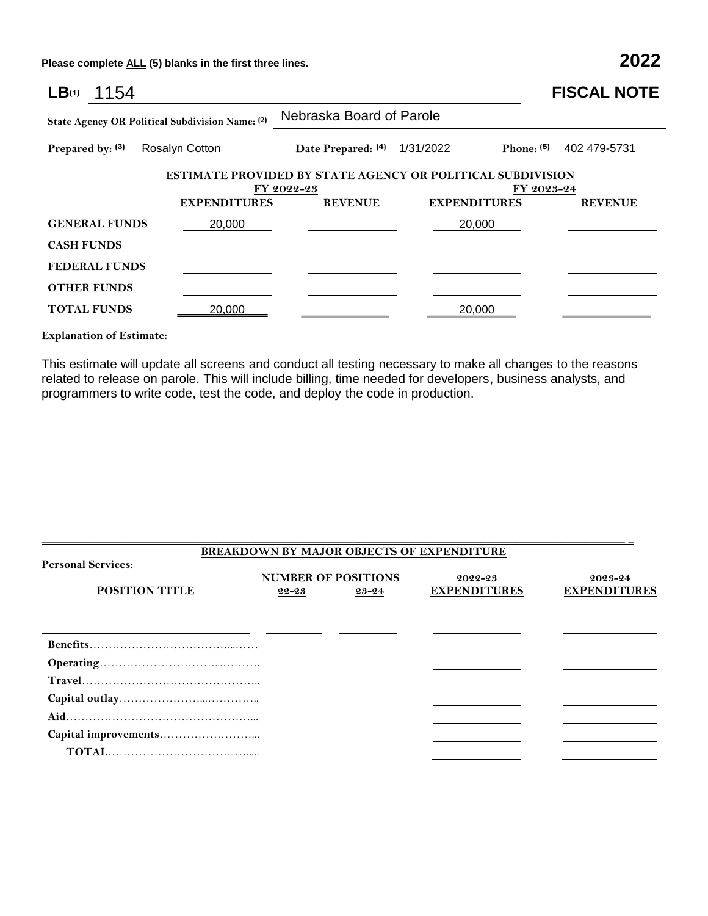Please complete ALL (5) blanks in the first three lines. **2022**

# LB(1) 1154 — FISCAL NOTE

**State Agency OR Political Subdivision Name: (2)** Nebraska Board of Parole

**Prepared by: (3)** Rosalyn Cotton **Date Prepared: (4)** 1/31/2022 **Phone: (5)** 402 479-5731

## ESTIMATE PROVIDED BY STATE AGENCY OR POLITICAL SUBDIVISION

| | FY 2022-23 | | FY 2023-24 | |
|---|---|---|---|---|
| | **EXPENDITURES** | **REVENUE** | **EXPENDITURES** | **REVENUE** |
| **GENERAL FUNDS** | 20,000 | | 20,000 | |
| **CASH FUNDS** | | | | |
| **FEDERAL FUNDS** | | | | |
| **OTHER FUNDS** | | | | |
| **TOTAL FUNDS** | 20,000 | | 20,000 | |

**Explanation of Estimate:**

This estimate will update all screens and conduct all testing necessary to make all changes to the reasons related to release on parole. This will include billing, time needed for developers, business analysts, and programmers to write code, test the code, and deploy the code in production.

## BREAKDOWN BY MAJOR OBJECTS OF EXPENDITURE

**Personal Services:**

| POSITION TITLE | NUMBER OF POSITIONS 22-23 | NUMBER OF POSITIONS 23-24 | 2022-23 EXPENDITURES | 2023-24 EXPENDITURES |
|---|---|---|---|---|
| | | | | |
| | | | | |
| **Benefits** | | | | |
| **Operating** | | | | |
| **Travel** | | | | |
| **Capital outlay** | | | | |
| **Aid** | | | | |
| **Capital improvements** | | | | |
| **TOTAL** | | | | |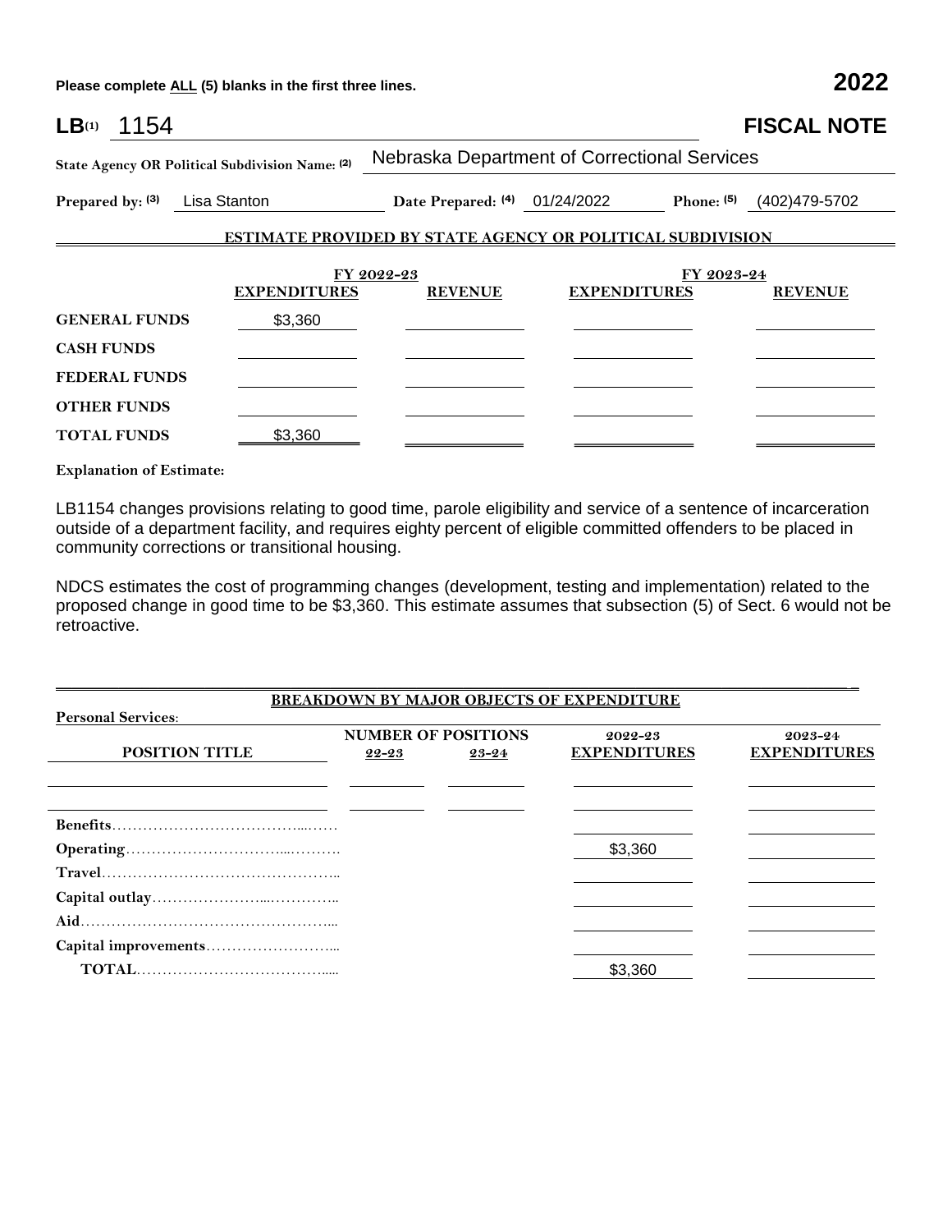Please complete ALL (5) blanks in the first three lines. **2022**

**LB**(1) 1154 **FISCAL NOTE**

**State Agency OR Political Subdivision Name:** (2) Nebraska Department of Correctional Services

**Prepared by:** (3) Lisa Stanton **Date Prepared:** (4) 01/24/2022 **Phone:** (5) (402)479-5702

## ESTIMATE PROVIDED BY STATE AGENCY OR POLITICAL SUBDIVISION

| | FY 2022-23 | | FY 2023-24 | |
|---|---|---|---|---|
| | **EXPENDITURES** | **REVENUE** | **EXPENDITURES** | **REVENUE** |
| **GENERAL FUNDS** | $3,360 | | | |
| **CASH FUNDS** | | | | |
| **FEDERAL FUNDS** | | | | |
| **OTHER FUNDS** | | | | |
| **TOTAL FUNDS** | $3,360 | | | |

**Explanation of Estimate:**

LB1154 changes provisions relating to good time, parole eligibility and service of a sentence of incarceration outside of a department facility, and requires eighty percent of eligible committed offenders to be placed in community corrections or transitional housing.

NDCS estimates the cost of programming changes (development, testing and implementation) related to the proposed change in good time to be $3,360. This estimate assumes that subsection (5) of Sect. 6 would not be retroactive.

## BREAKDOWN BY MAJOR OBJECTS OF EXPENDITURE

**Personal Services:**

| POSITION TITLE | NUMBER OF POSITIONS 22-23 | 23-24 | 2022-23 EXPENDITURES | 2023-24 EXPENDITURES |
|---|---|---|---|---|
| | | | | |
| | | | | |
| **Benefits** | | | | |
| **Operating** | | | $3,360 | |
| **Travel** | | | | |
| **Capital outlay** | | | | |
| **Aid** | | | | |
| **Capital improvements** | | | | |
| **TOTAL** | | | $3,360 | |